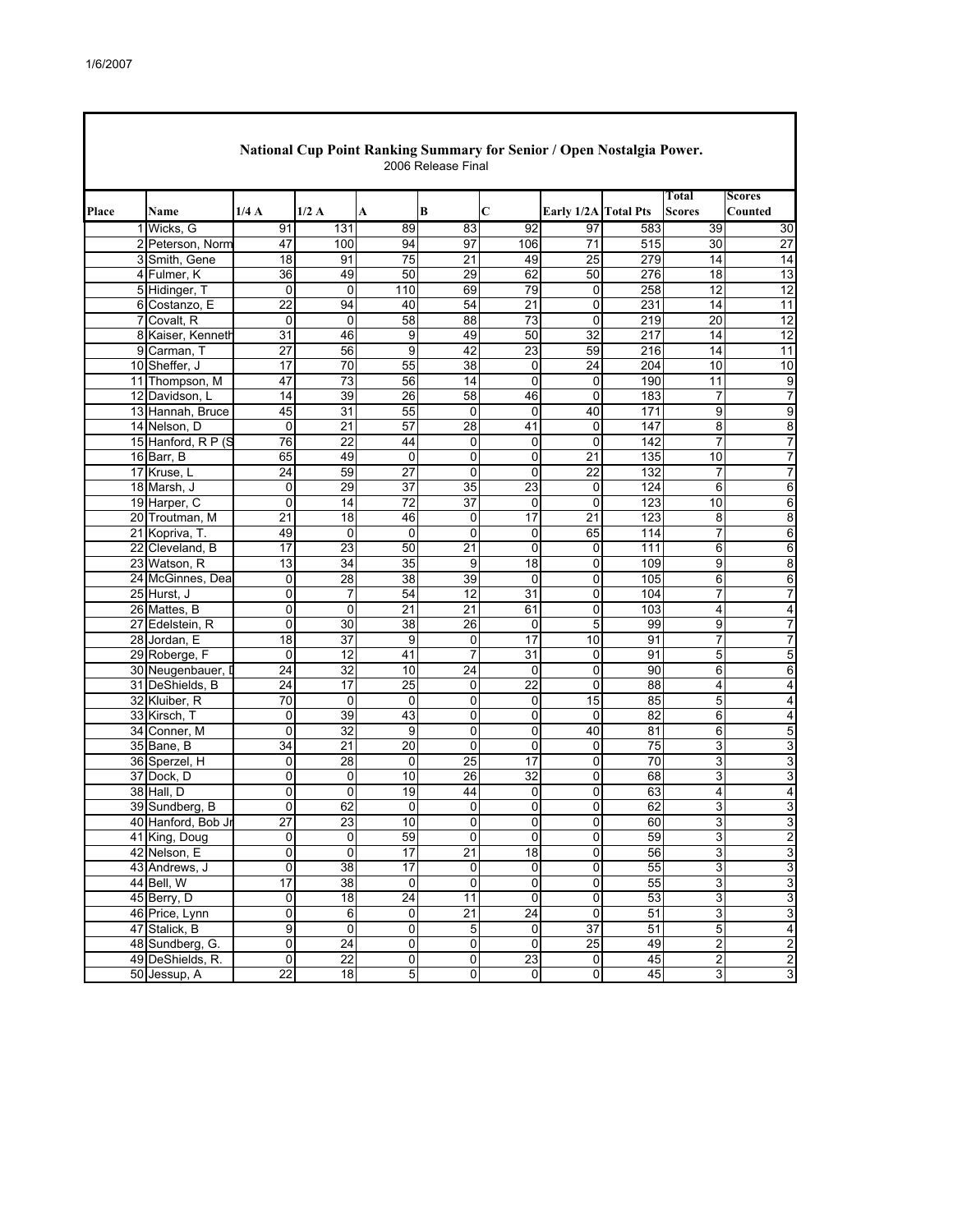1/6/2007

# National Cup Point Ranking Summary for Senior / Open Nostalgia Power.

2006 Release Final

| Place | Name | 1/4 A | 1/2 A | A | B | C | Early 1/2A | Total Pts | Total Scores | Scores Counted |
|---|---|---|---|---|---|---|---|---|---|---|
| 1 | Wicks, G | 91 | 131 | 89 | 83 | 92 | 97 | 583 | 39 | 30 |
| 2 | Peterson, Norm | 47 | 100 | 94 | 97 | 106 | 71 | 515 | 30 | 27 |
| 3 | Smith, Gene | 18 | 91 | 75 | 21 | 49 | 25 | 279 | 14 | 14 |
| 4 | Fulmer, K | 36 | 49 | 50 | 29 | 62 | 50 | 276 | 18 | 13 |
| 5 | Hidinger, T | 0 | 0 | 110 | 69 | 79 | 0 | 258 | 12 | 12 |
| 6 | Costanzo, E | 22 | 94 | 40 | 54 | 21 | 0 | 231 | 14 | 11 |
| 7 | Covalt, R | 0 | 0 | 58 | 88 | 73 | 0 | 219 | 20 | 12 |
| 8 | Kaiser, Kenneth | 31 | 46 | 9 | 49 | 50 | 32 | 217 | 14 | 12 |
| 9 | Carman, T | 27 | 56 | 9 | 42 | 23 | 59 | 216 | 14 | 11 |
| 10 | Sheffer, J | 17 | 70 | 55 | 38 | 0 | 24 | 204 | 10 | 10 |
| 11 | Thompson, M | 47 | 73 | 56 | 14 | 0 | 0 | 190 | 11 | 9 |
| 12 | Davidson, L | 14 | 39 | 26 | 58 | 46 | 0 | 183 | 7 | 7 |
| 13 | Hannah, Bruce | 45 | 31 | 55 | 0 | 0 | 40 | 171 | 9 | 9 |
| 14 | Nelson, D | 0 | 21 | 57 | 28 | 41 | 0 | 147 | 8 | 8 |
| 15 | Hanford, R P (S | 76 | 22 | 44 | 0 | 0 | 0 | 142 | 7 | 7 |
| 16 | Barr, B | 65 | 49 | 0 | 0 | 0 | 21 | 135 | 10 | 7 |
| 17 | Kruse, L | 24 | 59 | 27 | 0 | 0 | 22 | 132 | 7 | 7 |
| 18 | Marsh, J | 0 | 29 | 37 | 35 | 23 | 0 | 124 | 6 | 6 |
| 19 | Harper, C | 0 | 14 | 72 | 37 | 0 | 0 | 123 | 10 | 6 |
| 20 | Troutman, M | 21 | 18 | 46 | 0 | 17 | 21 | 123 | 8 | 8 |
| 21 | Kopriva, T. | 49 | 0 | 0 | 0 | 0 | 65 | 114 | 7 | 6 |
| 22 | Cleveland, B | 17 | 23 | 50 | 21 | 0 | 0 | 111 | 6 | 6 |
| 23 | Watson, R | 13 | 34 | 35 | 9 | 18 | 0 | 109 | 9 | 8 |
| 24 | McGinnes, Dea | 0 | 28 | 38 | 39 | 0 | 0 | 105 | 6 | 6 |
| 25 | Hurst, J | 0 | 7 | 54 | 12 | 31 | 0 | 104 | 7 | 7 |
| 26 | Mattes, B | 0 | 0 | 21 | 21 | 61 | 0 | 103 | 4 | 4 |
| 27 | Edelstein, R | 0 | 30 | 38 | 26 | 0 | 5 | 99 | 9 | 7 |
| 28 | Jordan, E | 18 | 37 | 9 | 0 | 17 | 10 | 91 | 7 | 7 |
| 29 | Roberge, F | 0 | 12 | 41 | 7 | 31 | 0 | 91 | 5 | 5 |
| 30 | Neugenbauer, I | 24 | 32 | 10 | 24 | 0 | 0 | 90 | 6 | 6 |
| 31 | DeShields, B | 24 | 17 | 25 | 0 | 22 | 0 | 88 | 4 | 4 |
| 32 | Kluiber, R | 70 | 0 | 0 | 0 | 0 | 15 | 85 | 5 | 4 |
| 33 | Kirsch, T | 0 | 39 | 43 | 0 | 0 | 0 | 82 | 6 | 4 |
| 34 | Conner, M | 0 | 32 | 9 | 0 | 0 | 40 | 81 | 6 | 5 |
| 35 | Bane, B | 34 | 21 | 20 | 0 | 0 | 0 | 75 | 3 | 3 |
| 36 | Sperzel, H | 0 | 28 | 0 | 25 | 17 | 0 | 70 | 3 | 3 |
| 37 | Dock, D | 0 | 0 | 10 | 26 | 32 | 0 | 68 | 3 | 3 |
| 38 | Hall, D | 0 | 0 | 19 | 44 | 0 | 0 | 63 | 4 | 4 |
| 39 | Sundberg, B | 0 | 62 | 0 | 0 | 0 | 0 | 62 | 3 | 3 |
| 40 | Hanford, Bob Jr | 27 | 23 | 10 | 0 | 0 | 0 | 60 | 3 | 3 |
| 41 | King, Doug | 0 | 0 | 59 | 0 | 0 | 0 | 59 | 3 | 2 |
| 42 | Nelson, E | 0 | 0 | 17 | 21 | 18 | 0 | 56 | 3 | 3 |
| 43 | Andrews, J | 0 | 38 | 17 | 0 | 0 | 0 | 55 | 3 | 3 |
| 44 | Bell, W | 17 | 38 | 0 | 0 | 0 | 0 | 55 | 3 | 3 |
| 45 | Berry, D | 0 | 18 | 24 | 11 | 0 | 0 | 53 | 3 | 3 |
| 46 | Price, Lynn | 0 | 6 | 0 | 21 | 24 | 0 | 51 | 3 | 3 |
| 47 | Stalick, B | 9 | 0 | 0 | 5 | 0 | 37 | 51 | 5 | 4 |
| 48 | Sundberg, G. | 0 | 24 | 0 | 0 | 0 | 25 | 49 | 2 | 2 |
| 49 | DeShields, R. | 0 | 22 | 0 | 0 | 23 | 0 | 45 | 2 | 2 |
| 50 | Jessup, A | 22 | 18 | 5 | 0 | 0 | 0 | 45 | 3 | 3 |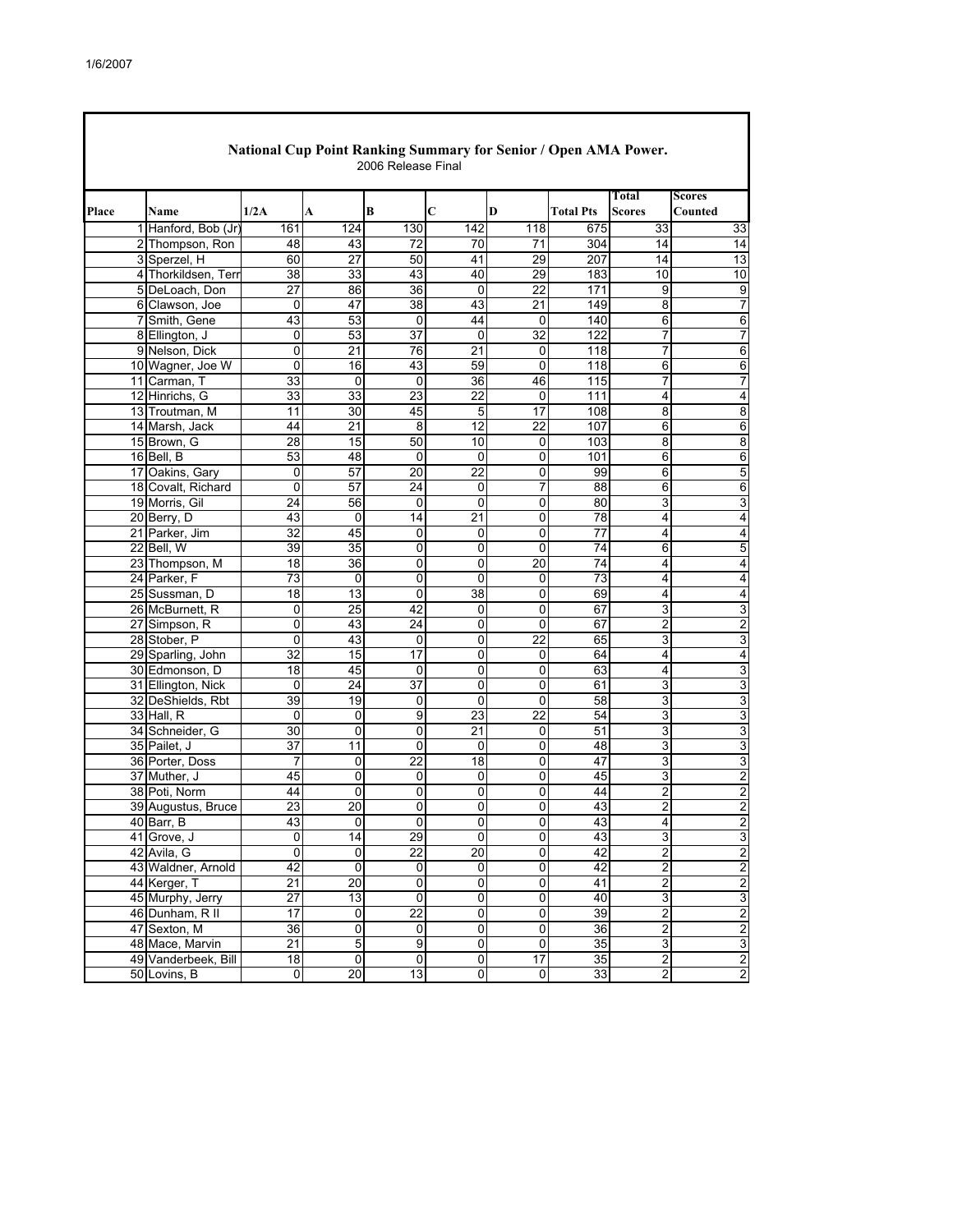## National Cup Point Ranking Summary for Senior / Open AMA Power.

2006 Release Final

| Place | Name | 1/2A | A | B | C | D | Total Pts | Total Scores | Scores Counted |
|---|---|---|---|---|---|---|---|---|---|
| 1 | Hanford, Bob (Jr) | 161 | 124 | 130 | 142 | 118 | 675 | 33 | 33 |
| 2 | Thompson, Ron | 48 | 43 | 72 | 70 | 71 | 304 | 14 | 14 |
| 3 | Sperzel, H | 60 | 27 | 50 | 41 | 29 | 207 | 14 | 13 |
| 4 | Thorkildsen, Terr | 38 | 33 | 43 | 40 | 29 | 183 | 10 | 10 |
| 5 | DeLoach, Don | 27 | 86 | 36 | 0 | 22 | 171 | 9 | 9 |
| 6 | Clawson, Joe | 0 | 47 | 38 | 43 | 21 | 149 | 8 | 7 |
| 7 | Smith, Gene | 43 | 53 | 0 | 44 | 0 | 140 | 6 | 6 |
| 8 | Ellington, J | 0 | 53 | 37 | 0 | 32 | 122 | 7 | 7 |
| 9 | Nelson, Dick | 0 | 21 | 76 | 21 | 0 | 118 | 7 | 6 |
| 10 | Wagner, Joe W | 0 | 16 | 43 | 59 | 0 | 118 | 6 | 6 |
| 11 | Carman, T | 33 | 0 | 0 | 36 | 46 | 115 | 7 | 7 |
| 12 | Hinrichs, G | 33 | 33 | 23 | 22 | 0 | 111 | 4 | 4 |
| 13 | Troutman, M | 11 | 30 | 45 | 5 | 17 | 108 | 8 | 8 |
| 14 | Marsh, Jack | 44 | 21 | 8 | 12 | 22 | 107 | 6 | 6 |
| 15 | Brown, G | 28 | 15 | 50 | 10 | 0 | 103 | 8 | 8 |
| 16 | Bell, B | 53 | 48 | 0 | 0 | 0 | 101 | 6 | 6 |
| 17 | Oakins, Gary | 0 | 57 | 20 | 22 | 0 | 99 | 6 | 5 |
| 18 | Covalt, Richard | 0 | 57 | 24 | 0 | 7 | 88 | 6 | 6 |
| 19 | Morris, Gil | 24 | 56 | 0 | 0 | 0 | 80 | 3 | 3 |
| 20 | Berry, D | 43 | 0 | 14 | 21 | 0 | 78 | 4 | 4 |
| 21 | Parker, Jim | 32 | 45 | 0 | 0 | 0 | 77 | 4 | 4 |
| 22 | Bell, W | 39 | 35 | 0 | 0 | 0 | 74 | 6 | 5 |
| 23 | Thompson, M | 18 | 36 | 0 | 0 | 20 | 74 | 4 | 4 |
| 24 | Parker, F | 73 | 0 | 0 | 0 | 0 | 73 | 4 | 4 |
| 25 | Sussman, D | 18 | 13 | 0 | 38 | 0 | 69 | 4 | 4 |
| 26 | McBurnett, R | 0 | 25 | 42 | 0 | 0 | 67 | 3 | 3 |
| 27 | Simpson, R | 0 | 43 | 24 | 0 | 0 | 67 | 2 | 2 |
| 28 | Stober, P | 0 | 43 | 0 | 0 | 22 | 65 | 3 | 3 |
| 29 | Sparling, John | 32 | 15 | 17 | 0 | 0 | 64 | 4 | 4 |
| 30 | Edmonson, D | 18 | 45 | 0 | 0 | 0 | 63 | 4 | 3 |
| 31 | Ellington, Nick | 0 | 24 | 37 | 0 | 0 | 61 | 3 | 3 |
| 32 | DeShields, Rbt | 39 | 19 | 0 | 0 | 0 | 58 | 3 | 3 |
| 33 | Hall, R | 0 | 0 | 9 | 23 | 22 | 54 | 3 | 3 |
| 34 | Schneider, G | 30 | 0 | 0 | 21 | 0 | 51 | 3 | 3 |
| 35 | Pailet, J | 37 | 11 | 0 | 0 | 0 | 48 | 3 | 3 |
| 36 | Porter, Doss | 7 | 0 | 22 | 18 | 0 | 47 | 3 | 3 |
| 37 | Muther, J | 45 | 0 | 0 | 0 | 0 | 45 | 3 | 2 |
| 38 | Poti, Norm | 44 | 0 | 0 | 0 | 0 | 44 | 2 | 2 |
| 39 | Augustus, Bruce | 23 | 20 | 0 | 0 | 0 | 43 | 2 | 2 |
| 40 | Barr, B | 43 | 0 | 0 | 0 | 0 | 43 | 4 | 2 |
| 41 | Grove, J | 0 | 14 | 29 | 0 | 0 | 43 | 3 | 3 |
| 42 | Avila, G | 0 | 0 | 22 | 20 | 0 | 42 | 2 | 2 |
| 43 | Waldner, Arnold | 42 | 0 | 0 | 0 | 0 | 42 | 2 | 2 |
| 44 | Kerger, T | 21 | 20 | 0 | 0 | 0 | 41 | 2 | 2 |
| 45 | Murphy, Jerry | 27 | 13 | 0 | 0 | 0 | 40 | 3 | 3 |
| 46 | Dunham, R II | 17 | 0 | 22 | 0 | 0 | 39 | 2 | 2 |
| 47 | Sexton, M | 36 | 0 | 0 | 0 | 0 | 36 | 2 | 2 |
| 48 | Mace, Marvin | 21 | 5 | 9 | 0 | 0 | 35 | 3 | 3 |
| 49 | Vanderbeek, Bill | 18 | 0 | 0 | 0 | 17 | 35 | 2 | 2 |
| 50 | Lovins, B | 0 | 20 | 13 | 0 | 0 | 33 | 2 | 2 |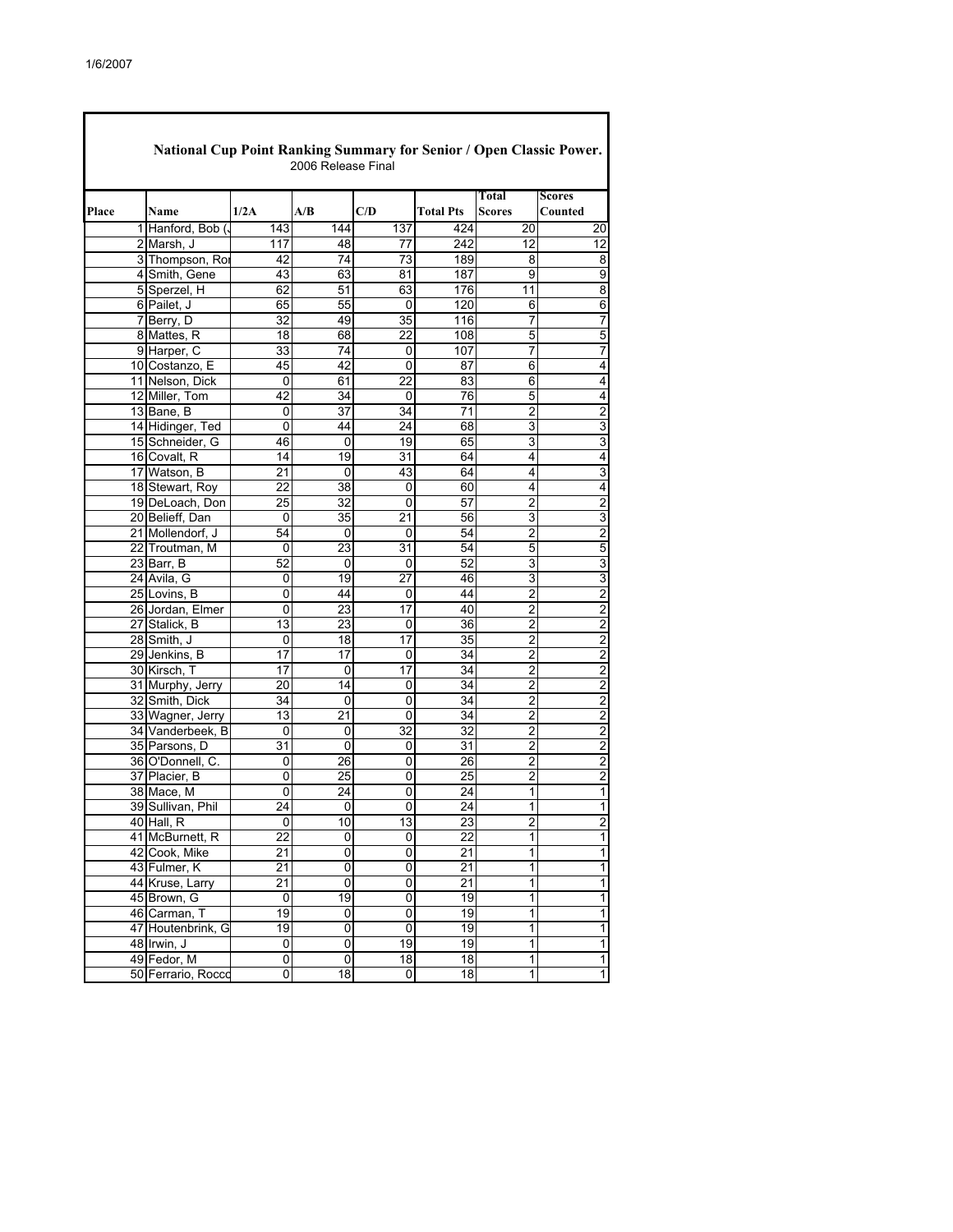1/6/2007

# National Cup Point Ranking Summary for Senior / Open Classic Power.

2006 Release Final

| Place | Name | 1/2A | A/B | C/D | Total Pts | Total Scores | Scores Counted |
|---|---|---|---|---|---|---|---|
| 1 | Hanford, Bob (J | 143 | 144 | 137 | 424 | 20 | 20 |
| 2 | Marsh, J | 117 | 48 | 77 | 242 | 12 | 12 |
| 3 | Thompson, Ro | 42 | 74 | 73 | 189 | 8 | 8 |
| 4 | Smith, Gene | 43 | 63 | 81 | 187 | 9 | 9 |
| 5 | Sperzel, H | 62 | 51 | 63 | 176 | 11 | 8 |
| 6 | Pailet, J | 65 | 55 | 0 | 120 | 6 | 6 |
| 7 | Berry, D | 32 | 49 | 35 | 116 | 7 | 7 |
| 8 | Mattes, R | 18 | 68 | 22 | 108 | 5 | 5 |
| 9 | Harper, C | 33 | 74 | 0 | 107 | 7 | 7 |
| 10 | Costanzo, E | 45 | 42 | 0 | 87 | 6 | 4 |
| 11 | Nelson, Dick | 0 | 61 | 22 | 83 | 6 | 4 |
| 12 | Miller, Tom | 42 | 34 | 0 | 76 | 5 | 4 |
| 13 | Bane, B | 0 | 37 | 34 | 71 | 2 | 2 |
| 14 | Hidinger, Ted | 0 | 44 | 24 | 68 | 3 | 3 |
| 15 | Schneider, G | 46 | 0 | 19 | 65 | 3 | 3 |
| 16 | Covalt, R | 14 | 19 | 31 | 64 | 4 | 4 |
| 17 | Watson, B | 21 | 0 | 43 | 64 | 4 | 3 |
| 18 | Stewart, Roy | 22 | 38 | 0 | 60 | 4 | 4 |
| 19 | DeLoach, Don | 25 | 32 | 0 | 57 | 2 | 2 |
| 20 | Belieff, Dan | 0 | 35 | 21 | 56 | 3 | 3 |
| 21 | Mollendorf, J | 54 | 0 | 0 | 54 | 2 | 2 |
| 22 | Troutman, M | 0 | 23 | 31 | 54 | 5 | 5 |
| 23 | Barr, B | 52 | 0 | 0 | 52 | 3 | 3 |
| 24 | Avila, G | 0 | 19 | 27 | 46 | 3 | 3 |
| 25 | Lovins, B | 0 | 44 | 0 | 44 | 2 | 2 |
| 26 | Jordan, Elmer | 0 | 23 | 17 | 40 | 2 | 2 |
| 27 | Stalick, B | 13 | 23 | 0 | 36 | 2 | 2 |
| 28 | Smith, J | 0 | 18 | 17 | 35 | 2 | 2 |
| 29 | Jenkins, B | 17 | 17 | 0 | 34 | 2 | 2 |
| 30 | Kirsch, T | 17 | 0 | 17 | 34 | 2 | 2 |
| 31 | Murphy, Jerry | 20 | 14 | 0 | 34 | 2 | 2 |
| 32 | Smith, Dick | 34 | 0 | 0 | 34 | 2 | 2 |
| 33 | Wagner, Jerry | 13 | 21 | 0 | 34 | 2 | 2 |
| 34 | Vanderbeek, B | 0 | 0 | 32 | 32 | 2 | 2 |
| 35 | Parsons, D | 31 | 0 | 0 | 31 | 2 | 2 |
| 36 | O'Donnell, C. | 0 | 26 | 0 | 26 | 2 | 2 |
| 37 | Placier, B | 0 | 25 | 0 | 25 | 2 | 2 |
| 38 | Mace, M | 0 | 24 | 0 | 24 | 1 | 1 |
| 39 | Sullivan, Phil | 24 | 0 | 0 | 24 | 1 | 1 |
| 40 | Hall, R | 0 | 10 | 13 | 23 | 2 | 2 |
| 41 | McBurnett, R | 22 | 0 | 0 | 22 | 1 | 1 |
| 42 | Cook, Mike | 21 | 0 | 0 | 21 | 1 | 1 |
| 43 | Fulmer, K | 21 | 0 | 0 | 21 | 1 | 1 |
| 44 | Kruse, Larry | 21 | 0 | 0 | 21 | 1 | 1 |
| 45 | Brown, G | 0 | 19 | 0 | 19 | 1 | 1 |
| 46 | Carman, T | 19 | 0 | 0 | 19 | 1 | 1 |
| 47 | Houtenbrink, G | 19 | 0 | 0 | 19 | 1 | 1 |
| 48 | Irwin, J | 0 | 0 | 19 | 19 | 1 | 1 |
| 49 | Fedor, M | 0 | 0 | 18 | 18 | 1 | 1 |
| 50 | Ferrario, Rocco | 0 | 18 | 0 | 18 | 1 | 1 |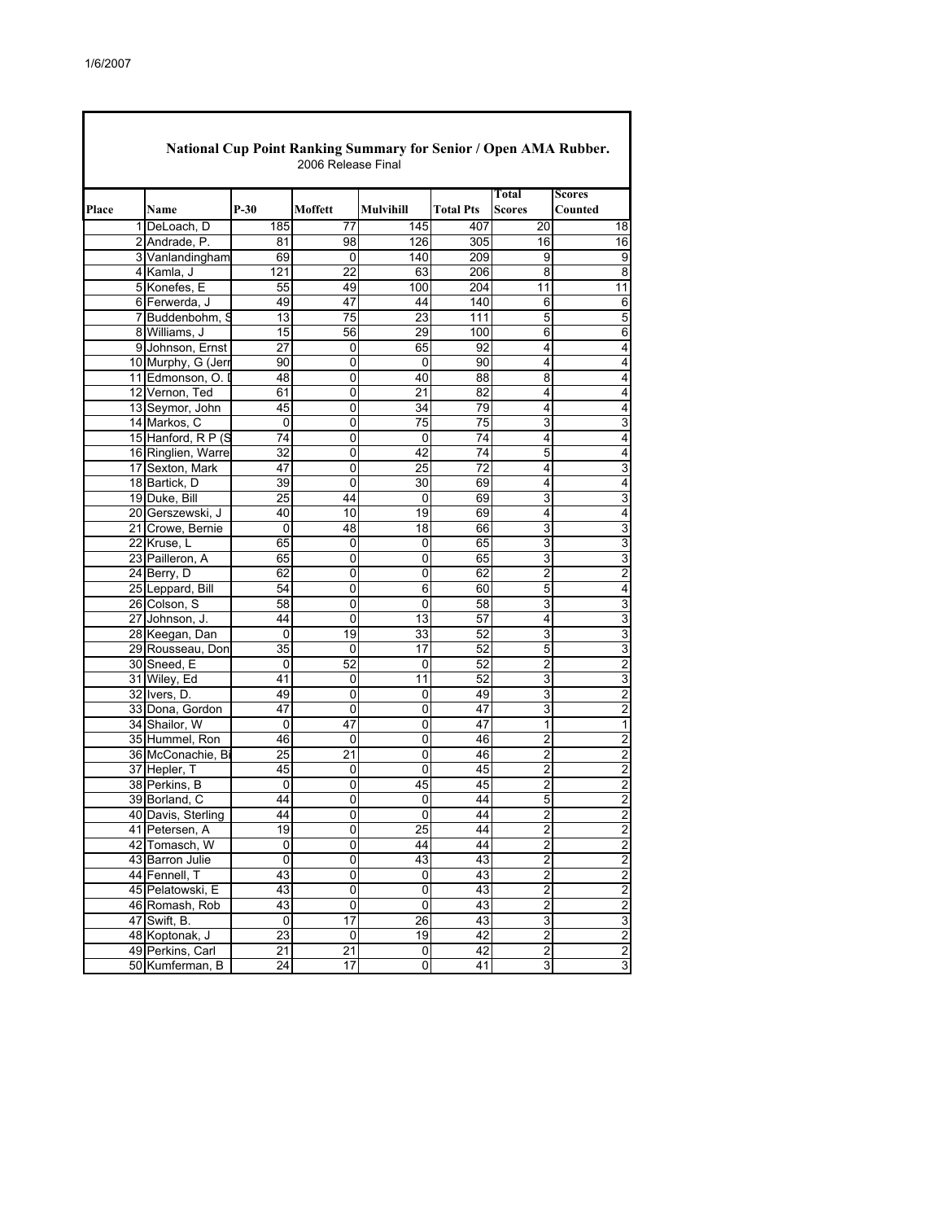## National Cup Point Ranking Summary for Senior / Open AMA Rubber.

2006 Release Final

| Place | Name | P-30 | Moffett | Mulvihill | Total Pts | Total Scores | Scores Counted |
|---|---|---|---|---|---|---|---|
| 1 | DeLoach, D | 185 | 77 | 145 | 407 | 20 | 18 |
| 2 | Andrade, P. | 81 | 98 | 126 | 305 | 16 | 16 |
| 3 | Vanlandingham | 69 | 0 | 140 | 209 | 9 | 9 |
| 4 | Kamla, J | 121 | 22 | 63 | 206 | 8 | 8 |
| 5 | Konefes, E | 55 | 49 | 100 | 204 | 11 | 11 |
| 6 | Ferwerda, J | 49 | 47 | 44 | 140 | 6 | 6 |
| 7 | Buddenbohm, S | 13 | 75 | 23 | 111 | 5 | 5 |
| 8 | Williams, J | 15 | 56 | 29 | 100 | 6 | 6 |
| 9 | Johnson, Ernst | 27 | 0 | 65 | 92 | 4 | 4 |
| 10 | Murphy, G (Jerr | 90 | 0 | 0 | 90 | 4 | 4 |
| 11 | Edmonson, O. I | 48 | 0 | 40 | 88 | 8 | 4 |
| 12 | Vernon, Ted | 61 | 0 | 21 | 82 | 4 | 4 |
| 13 | Seymor, John | 45 | 0 | 34 | 79 | 4 | 4 |
| 14 | Markos, C | 0 | 0 | 75 | 75 | 3 | 3 |
| 15 | Hanford, R P (S | 74 | 0 | 0 | 74 | 4 | 4 |
| 16 | Ringlien, Warre | 32 | 0 | 42 | 74 | 5 | 4 |
| 17 | Sexton, Mark | 47 | 0 | 25 | 72 | 4 | 3 |
| 18 | Bartick, D | 39 | 0 | 30 | 69 | 4 | 4 |
| 19 | Duke, Bill | 25 | 44 | 0 | 69 | 3 | 3 |
| 20 | Gerszewski, J | 40 | 10 | 19 | 69 | 4 | 4 |
| 21 | Crowe, Bernie | 0 | 48 | 18 | 66 | 3 | 3 |
| 22 | Kruse, L | 65 | 0 | 0 | 65 | 3 | 3 |
| 23 | Pailleron, A | 65 | 0 | 0 | 65 | 3 | 3 |
| 24 | Berry, D | 62 | 0 | 0 | 62 | 2 | 2 |
| 25 | Leppard, Bill | 54 | 0 | 6 | 60 | 5 | 4 |
| 26 | Colson, S | 58 | 0 | 0 | 58 | 3 | 3 |
| 27 | Johnson, J. | 44 | 0 | 13 | 57 | 4 | 3 |
| 28 | Keegan, Dan | 0 | 19 | 33 | 52 | 3 | 3 |
| 29 | Rousseau, Don | 35 | 0 | 17 | 52 | 5 | 3 |
| 30 | Sneed, E | 0 | 52 | 0 | 52 | 2 | 2 |
| 31 | Wiley, Ed | 41 | 0 | 11 | 52 | 3 | 3 |
| 32 | Ivers, D. | 49 | 0 | 0 | 49 | 3 | 2 |
| 33 | Dona, Gordon | 47 | 0 | 0 | 47 | 3 | 2 |
| 34 | Shailor, W | 0 | 47 | 0 | 47 | 1 | 1 |
| 35 | Hummel, Ron | 46 | 0 | 0 | 46 | 2 | 2 |
| 36 | McConachie, Bi | 25 | 21 | 0 | 46 | 2 | 2 |
| 37 | Hepler, T | 45 | 0 | 0 | 45 | 2 | 2 |
| 38 | Perkins, B | 0 | 0 | 45 | 45 | 2 | 2 |
| 39 | Borland, C | 44 | 0 | 0 | 44 | 5 | 2 |
| 40 | Davis, Sterling | 44 | 0 | 0 | 44 | 2 | 2 |
| 41 | Petersen, A | 19 | 0 | 25 | 44 | 2 | 2 |
| 42 | Tomasch, W | 0 | 0 | 44 | 44 | 2 | 2 |
| 43 | Barron Julie | 0 | 0 | 43 | 43 | 2 | 2 |
| 44 | Fennell, T | 43 | 0 | 0 | 43 | 2 | 2 |
| 45 | Pelatowski, E | 43 | 0 | 0 | 43 | 2 | 2 |
| 46 | Romash, Rob | 43 | 0 | 0 | 43 | 2 | 2 |
| 47 | Swift, B. | 0 | 17 | 26 | 43 | 3 | 3 |
| 48 | Koptonak, J | 23 | 0 | 19 | 42 | 2 | 2 |
| 49 | Perkins, Carl | 21 | 21 | 0 | 42 | 2 | 2 |
| 50 | Kumferman, B | 24 | 17 | 0 | 41 | 3 | 3 |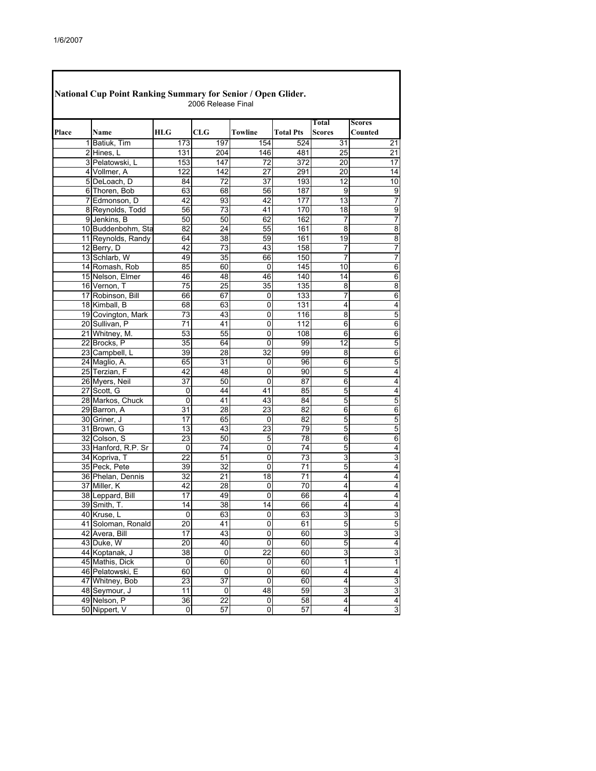## National Cup Point Ranking Summary for Senior / Open Glider.

2006 Release Final

| Place | Name | HLG | CLG | Towline | Total Pts | Total Scores | Scores Counted |
|---|---|---|---|---|---|---|---|
| 1 | Batiuk, Tim | 173 | 197 | 154 | 524 | 31 | 21 |
| 2 | Hines, L | 131 | 204 | 146 | 481 | 25 | 21 |
| 3 | Pelatowski, L | 153 | 147 | 72 | 372 | 20 | 17 |
| 4 | Vollmer, A | 122 | 142 | 27 | 291 | 20 | 14 |
| 5 | DeLoach, D | 84 | 72 | 37 | 193 | 12 | 10 |
| 6 | Thoren, Bob | 63 | 68 | 56 | 187 | 9 | 9 |
| 7 | Edmonson, D | 42 | 93 | 42 | 177 | 13 | 7 |
| 8 | Reynolds, Todd | 56 | 73 | 41 | 170 | 18 | 9 |
| 9 | Jenkins, B | 50 | 50 | 62 | 162 | 7 | 7 |
| 10 | Buddenbohm, Sta | 82 | 24 | 55 | 161 | 8 | 8 |
| 11 | Reynolds, Randy | 64 | 38 | 59 | 161 | 19 | 8 |
| 12 | Berry, D | 42 | 73 | 43 | 158 | 7 | 7 |
| 13 | Schlarb, W | 49 | 35 | 66 | 150 | 7 | 7 |
| 14 | Romash, Rob | 85 | 60 | 0 | 145 | 10 | 6 |
| 15 | Nelson, Elmer | 46 | 48 | 46 | 140 | 14 | 6 |
| 16 | Vernon, T | 75 | 25 | 35 | 135 | 8 | 8 |
| 17 | Robinson, Bill | 66 | 67 | 0 | 133 | 7 | 6 |
| 18 | Kimball, B | 68 | 63 | 0 | 131 | 4 | 4 |
| 19 | Covington, Mark | 73 | 43 | 0 | 116 | 8 | 5 |
| 20 | Sullivan, P | 71 | 41 | 0 | 112 | 6 | 6 |
| 21 | Whitney, M. | 53 | 55 | 0 | 108 | 6 | 6 |
| 22 | Brocks, P | 35 | 64 | 0 | 99 | 12 | 5 |
| 23 | Campbell, L | 39 | 28 | 32 | 99 | 8 | 6 |
| 24 | Maglio, A. | 65 | 31 | 0 | 96 | 6 | 5 |
| 25 | Terzian, F | 42 | 48 | 0 | 90 | 5 | 4 |
| 26 | Myers, Neil | 37 | 50 | 0 | 87 | 6 | 4 |
| 27 | Scott, G | 0 | 44 | 41 | 85 | 5 | 4 |
| 28 | Markos, Chuck | 0 | 41 | 43 | 84 | 5 | 5 |
| 29 | Barron, A | 31 | 28 | 23 | 82 | 6 | 6 |
| 30 | Griner, J | 17 | 65 | 0 | 82 | 5 | 5 |
| 31 | Brown, G | 13 | 43 | 23 | 79 | 5 | 5 |
| 32 | Colson, S | 23 | 50 | 5 | 78 | 6 | 6 |
| 33 | Hanford, R.P. Sr | 0 | 74 | 0 | 74 | 5 | 4 |
| 34 | Kopriva, T | 22 | 51 | 0 | 73 | 3 | 3 |
| 35 | Peck, Pete | 39 | 32 | 0 | 71 | 5 | 4 |
| 36 | Phelan, Dennis | 32 | 21 | 18 | 71 | 4 | 4 |
| 37 | Miller, K | 42 | 28 | 0 | 70 | 4 | 4 |
| 38 | Leppard, Bill | 17 | 49 | 0 | 66 | 4 | 4 |
| 39 | Smith, T. | 14 | 38 | 14 | 66 | 4 | 4 |
| 40 | Kruse, L | 0 | 63 | 0 | 63 | 3 | 3 |
| 41 | Soloman, Ronald | 20 | 41 | 0 | 61 | 5 | 5 |
| 42 | Avera, Bill | 17 | 43 | 0 | 60 | 3 | 3 |
| 43 | Duke, W | 20 | 40 | 0 | 60 | 5 | 4 |
| 44 | Koptanak, J | 38 | 0 | 22 | 60 | 3 | 3 |
| 45 | Mathis, Dick | 0 | 60 | 0 | 60 | 1 | 1 |
| 46 | Pelatowski, E | 60 | 0 | 0 | 60 | 4 | 4 |
| 47 | Whitney, Bob | 23 | 37 | 0 | 60 | 4 | 3 |
| 48 | Seymour, J | 11 | 0 | 48 | 59 | 3 | 3 |
| 49 | Nelson, P | 36 | 22 | 0 | 58 | 4 | 4 |
| 50 | Nippert, V | 0 | 57 | 0 | 57 | 4 | 3 |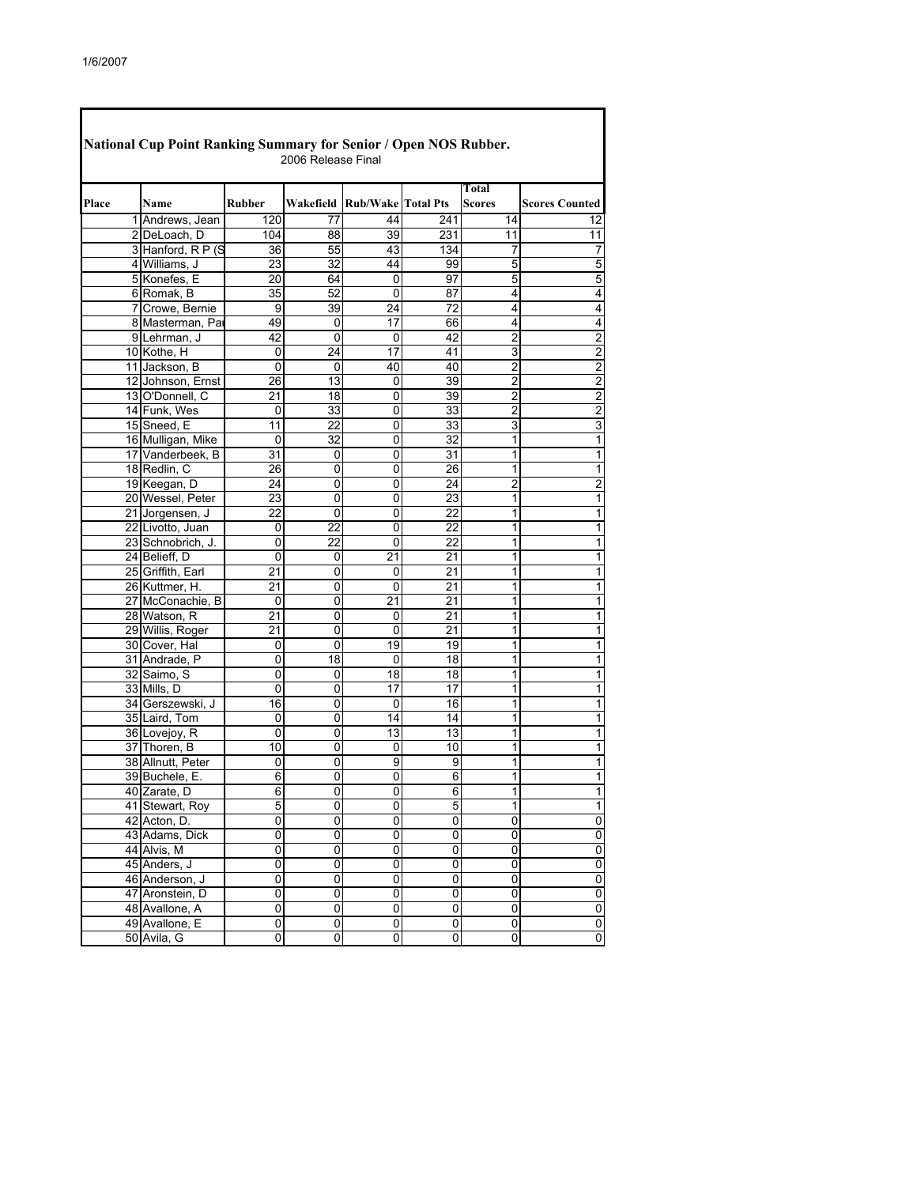1/6/2007

## National Cup Point Ranking Summary for Senior / Open NOS Rubber.

2006 Release Final

| Place | Name | Rubber | Wakefield | Rub/Wake | Total Pts | Total Scores | Scores Counted |
|---|---|---|---|---|---|---|---|
| 1 | Andrews, Jean | 120 | 77 | 44 | 241 | 14 | 12 |
| 2 | DeLoach, D | 104 | 88 | 39 | 231 | 11 | 11 |
| 3 | Hanford, R P (S | 36 | 55 | 43 | 134 | 7 | 7 |
| 4 | Williams, J | 23 | 32 | 44 | 99 | 5 | 5 |
| 5 | Konefes, E | 20 | 64 | 0 | 97 | 5 | 5 |
| 6 | Romak, B | 35 | 52 | 0 | 87 | 4 | 4 |
| 7 | Crowe, Bernie | 9 | 39 | 24 | 72 | 4 | 4 |
| 8 | Masterman, Pa | 49 | 0 | 17 | 66 | 4 | 4 |
| 9 | Lehrman, J | 42 | 0 | 0 | 42 | 2 | 2 |
| 10 | Kothe, H | 0 | 24 | 17 | 41 | 3 | 2 |
| 11 | Jackson, B | 0 | 0 | 40 | 40 | 2 | 2 |
| 12 | Johnson, Ernst | 26 | 13 | 0 | 39 | 2 | 2 |
| 13 | O'Donnell, C | 21 | 18 | 0 | 39 | 2 | 2 |
| 14 | Funk, Wes | 0 | 33 | 0 | 33 | 2 | 2 |
| 15 | Sneed, E | 11 | 22 | 0 | 33 | 3 | 3 |
| 16 | Mulligan, Mike | 0 | 32 | 0 | 32 | 1 | 1 |
| 17 | Vanderbeek, B | 31 | 0 | 0 | 31 | 1 | 1 |
| 18 | Redlin, C | 26 | 0 | 0 | 26 | 1 | 1 |
| 19 | Keegan, D | 24 | 0 | 0 | 24 | 2 | 2 |
| 20 | Wessel, Peter | 23 | 0 | 0 | 23 | 1 | 1 |
| 21 | Jorgensen, J | 22 | 0 | 0 | 22 | 1 | 1 |
| 22 | Livotto, Juan | 0 | 22 | 0 | 22 | 1 | 1 |
| 23 | Schnobrich, J. | 0 | 22 | 0 | 22 | 1 | 1 |
| 24 | Belieff, D | 0 | 0 | 21 | 21 | 1 | 1 |
| 25 | Griffith, Earl | 21 | 0 | 0 | 21 | 1 | 1 |
| 26 | Kuttmer, H. | 21 | 0 | 0 | 21 | 1 | 1 |
| 27 | McConachie, B | 0 | 0 | 21 | 21 | 1 | 1 |
| 28 | Watson, R | 21 | 0 | 0 | 21 | 1 | 1 |
| 29 | Willis, Roger | 21 | 0 | 0 | 21 | 1 | 1 |
| 30 | Cover, Hal | 0 | 0 | 19 | 19 | 1 | 1 |
| 31 | Andrade, P | 0 | 18 | 0 | 18 | 1 | 1 |
| 32 | Saimo, S | 0 | 0 | 18 | 18 | 1 | 1 |
| 33 | Mills, D | 0 | 0 | 17 | 17 | 1 | 1 |
| 34 | Gerszewski, J | 16 | 0 | 0 | 16 | 1 | 1 |
| 35 | Laird, Tom | 0 | 0 | 14 | 14 | 1 | 1 |
| 36 | Lovejoy, R | 0 | 0 | 13 | 13 | 1 | 1 |
| 37 | Thoren, B | 10 | 0 | 0 | 10 | 1 | 1 |
| 38 | Allnutt, Peter | 0 | 0 | 9 | 9 | 1 | 1 |
| 39 | Buchele, E. | 6 | 0 | 0 | 6 | 1 | 1 |
| 40 | Zarate, D | 6 | 0 | 0 | 6 | 1 | 1 |
| 41 | Stewart, Roy | 5 | 0 | 0 | 5 | 1 | 1 |
| 42 | Acton, D. | 0 | 0 | 0 | 0 | 0 | 0 |
| 43 | Adams, Dick | 0 | 0 | 0 | 0 | 0 | 0 |
| 44 | Alvis, M | 0 | 0 | 0 | 0 | 0 | 0 |
| 45 | Anders, J | 0 | 0 | 0 | 0 | 0 | 0 |
| 46 | Anderson, J | 0 | 0 | 0 | 0 | 0 | 0 |
| 47 | Aronstein, D | 0 | 0 | 0 | 0 | 0 | 0 |
| 48 | Avallone, A | 0 | 0 | 0 | 0 | 0 | 0 |
| 49 | Avallone, E | 0 | 0 | 0 | 0 | 0 | 0 |
| 50 | Avila, G | 0 | 0 | 0 | 0 | 0 | 0 |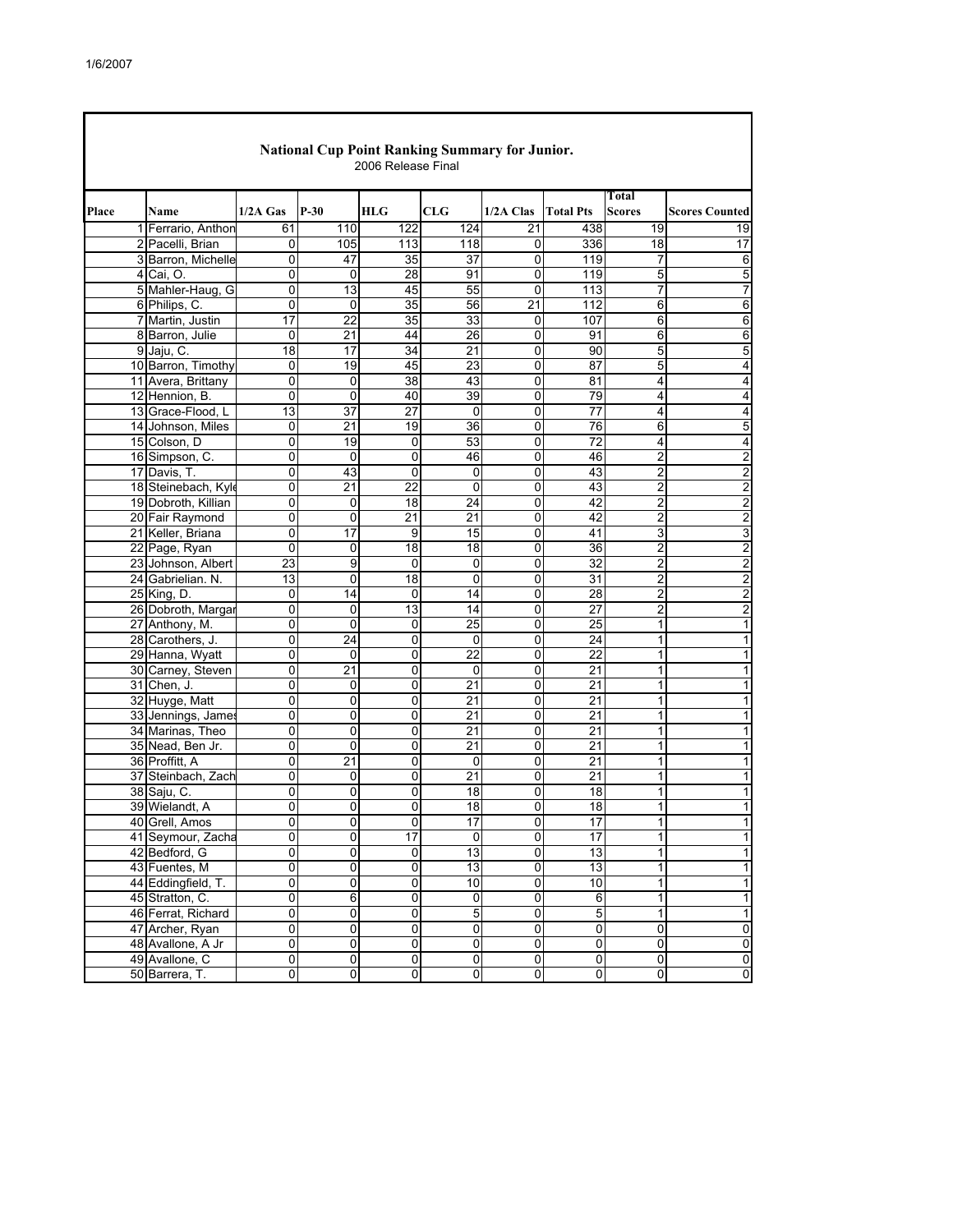1/6/2007

**National Cup Point Ranking Summary for Junior.**

2006 Release Final

| Place | Name | 1/2A Gas | P-30 | HLG | CLG | 1/2A Clas | Total Pts | Total Scores | Scores Counted |
|---|---|---|---|---|---|---|---|---|---|
| 1 | Ferrario, Anthon | 61 | 110 | 122 | 124 | 21 | 438 | 19 | 19 |
| 2 | Pacelli, Brian | 0 | 105 | 113 | 118 | 0 | 336 | 18 | 17 |
| 3 | Barron, Michelle | 0 | 47 | 35 | 37 | 0 | 119 | 7 | 6 |
| 4 | Cai, O. | 0 | 0 | 28 | 91 | 0 | 119 | 5 | 5 |
| 5 | Mahler-Haug, G | 0 | 13 | 45 | 55 | 0 | 113 | 7 | 7 |
| 6 | Philips, C. | 0 | 0 | 35 | 56 | 21 | 112 | 6 | 6 |
| 7 | Martin, Justin | 17 | 22 | 35 | 33 | 0 | 107 | 6 | 6 |
| 8 | Barron, Julie | 0 | 21 | 44 | 26 | 0 | 91 | 6 | 6 |
| 9 | Jaju, C. | 18 | 17 | 34 | 21 | 0 | 90 | 5 | 5 |
| 10 | Barron, Timothy | 0 | 19 | 45 | 23 | 0 | 87 | 5 | 4 |
| 11 | Avera, Brittany | 0 | 0 | 38 | 43 | 0 | 81 | 4 | 4 |
| 12 | Hennion, B. | 0 | 0 | 40 | 39 | 0 | 79 | 4 | 4 |
| 13 | Grace-Flood, L | 13 | 37 | 27 | 0 | 0 | 77 | 4 | 4 |
| 14 | Johnson, Miles | 0 | 21 | 19 | 36 | 0 | 76 | 6 | 5 |
| 15 | Colson, D | 0 | 19 | 0 | 53 | 0 | 72 | 4 | 4 |
| 16 | Simpson, C. | 0 | 0 | 0 | 46 | 0 | 46 | 2 | 2 |
| 17 | Davis, T. | 0 | 43 | 0 | 0 | 0 | 43 | 2 | 2 |
| 18 | Steinebach, Kyle | 0 | 21 | 22 | 0 | 0 | 43 | 2 | 2 |
| 19 | Dobroth, Killian | 0 | 0 | 18 | 24 | 0 | 42 | 2 | 2 |
| 20 | Fair Raymond | 0 | 0 | 21 | 21 | 0 | 42 | 2 | 2 |
| 21 | Keller, Briana | 0 | 17 | 9 | 15 | 0 | 41 | 3 | 3 |
| 22 | Page, Ryan | 0 | 0 | 18 | 18 | 0 | 36 | 2 | 2 |
| 23 | Johnson, Albert | 23 | 9 | 0 | 0 | 0 | 32 | 2 | 2 |
| 24 | Gabrielian. N. | 13 | 0 | 18 | 0 | 0 | 31 | 2 | 2 |
| 25 | King, D. | 0 | 14 | 0 | 14 | 0 | 28 | 2 | 2 |
| 26 | Dobroth, Margar | 0 | 0 | 13 | 14 | 0 | 27 | 2 | 2 |
| 27 | Anthony, M. | 0 | 0 | 0 | 25 | 0 | 25 | 1 | 1 |
| 28 | Carothers, J. | 0 | 24 | 0 | 0 | 0 | 24 | 1 | 1 |
| 29 | Hanna, Wyatt | 0 | 0 | 0 | 22 | 0 | 22 | 1 | 1 |
| 30 | Carney, Steven | 0 | 21 | 0 | 0 | 0 | 21 | 1 | 1 |
| 31 | Chen, J. | 0 | 0 | 0 | 21 | 0 | 21 | 1 | 1 |
| 32 | Huyge, Matt | 0 | 0 | 0 | 21 | 0 | 21 | 1 | 1 |
| 33 | Jennings, James | 0 | 0 | 0 | 21 | 0 | 21 | 1 | 1 |
| 34 | Marinas, Theo | 0 | 0 | 0 | 21 | 0 | 21 | 1 | 1 |
| 35 | Nead, Ben Jr. | 0 | 0 | 0 | 21 | 0 | 21 | 1 | 1 |
| 36 | Proffitt, A | 0 | 21 | 0 | 0 | 0 | 21 | 1 | 1 |
| 37 | Steinbach, Zach | 0 | 0 | 0 | 21 | 0 | 21 | 1 | 1 |
| 38 | Saju, C. | 0 | 0 | 0 | 18 | 0 | 18 | 1 | 1 |
| 39 | Wielandt, A | 0 | 0 | 0 | 18 | 0 | 18 | 1 | 1 |
| 40 | Grell, Amos | 0 | 0 | 0 | 17 | 0 | 17 | 1 | 1 |
| 41 | Seymour, Zacha | 0 | 0 | 17 | 0 | 0 | 17 | 1 | 1 |
| 42 | Bedford, G | 0 | 0 | 0 | 13 | 0 | 13 | 1 | 1 |
| 43 | Fuentes, M | 0 | 0 | 0 | 13 | 0 | 13 | 1 | 1 |
| 44 | Eddingfield, T. | 0 | 0 | 0 | 10 | 0 | 10 | 1 | 1 |
| 45 | Stratton, C. | 0 | 6 | 0 | 0 | 0 | 6 | 1 | 1 |
| 46 | Ferrat, Richard | 0 | 0 | 0 | 5 | 0 | 5 | 1 | 1 |
| 47 | Archer, Ryan | 0 | 0 | 0 | 0 | 0 | 0 | 0 | 0 |
| 48 | Avallone, A Jr | 0 | 0 | 0 | 0 | 0 | 0 | 0 | 0 |
| 49 | Avallone, C | 0 | 0 | 0 | 0 | 0 | 0 | 0 | 0 |
| 50 | Barrera, T. | 0 | 0 | 0 | 0 | 0 | 0 | 0 | 0 |